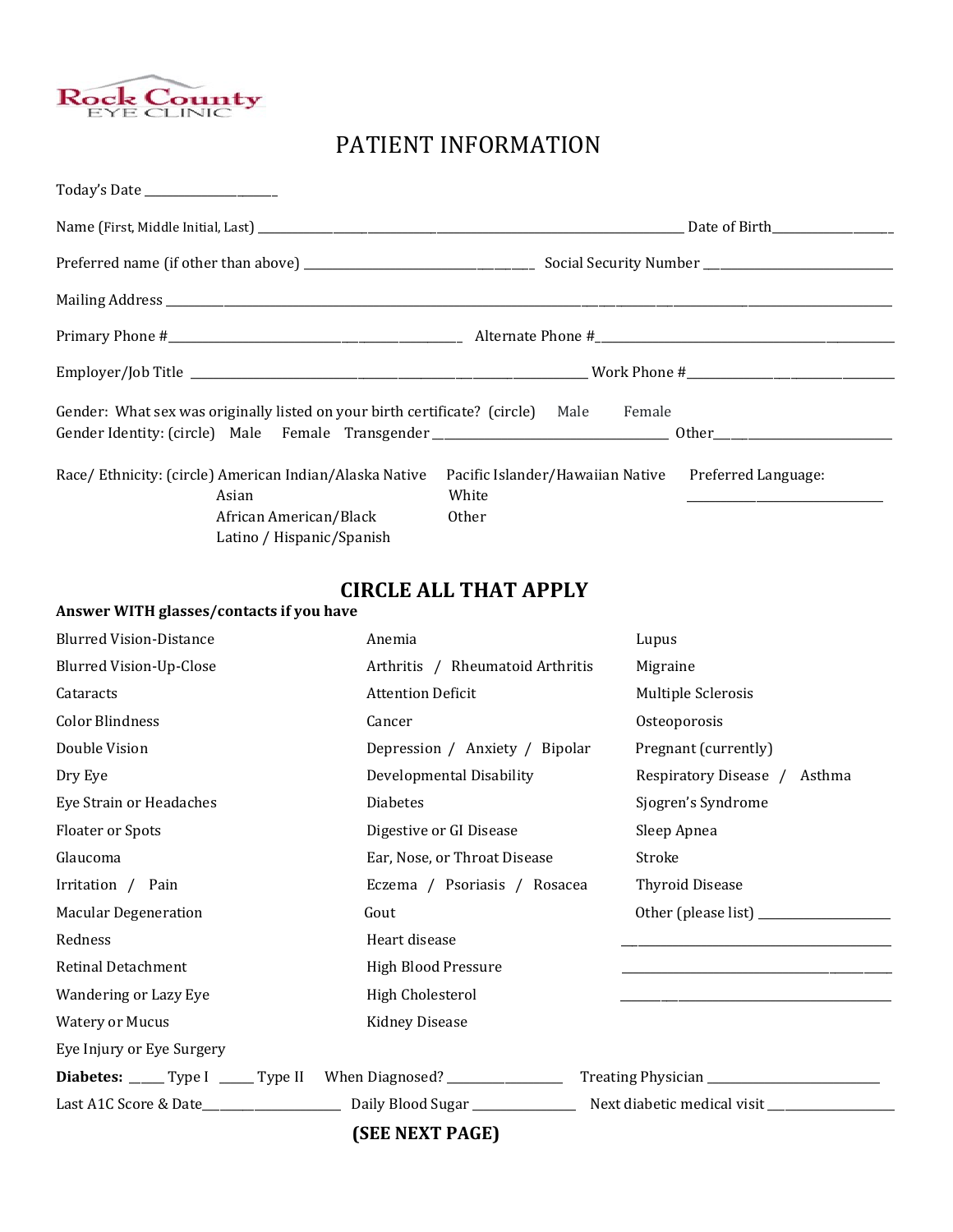Rock County EYE CLINIC

# PATIENT INFORMATION

Today's Date ____________________

Name (First, Middle Initial, Last) ____________________________________________ Date of Birth__________________

Preferred name (if other than above) ________________________________ Social Security Number ___________________________

Mailing Address ________________________________________________________________________________________

Primary Phone #__________________________________________ Alternate Phone #____________________________________________

Employer/Job Title ________________________________________________________ Work Phone #______________________________

Gender: What sex was originally listed on your birth certificate? (circle) Male Female
Gender Identity: (circle) Male Female Transgender _________________________ Other_______________________

Race/ Ethnicity: (circle) American Indian/Alaska Native, Pacific Islander/Hawaiian Native, Asian, White, African American/Black, Other, Latino / Hispanic/Spanish

Preferred Language: ____________________________

## CIRCLE ALL THAT APPLY

**Answer WITH glasses/contacts if you have**

| | | |
|---|---|---|
| Blurred Vision-Distance | Anemia | Lupus |
| Blurred Vision-Up-Close | Arthritis / Rheumatoid Arthritis | Migraine |
| Cataracts | Attention Deficit | Multiple Sclerosis |
| Color Blindness | Cancer | Osteoporosis |
| Double Vision | Depression / Anxiety / Bipolar | Pregnant (currently) |
| Dry Eye | Developmental Disability | Respiratory Disease / Asthma |
| Eye Strain or Headaches | Diabetes | Sjogren's Syndrome |
| Floater or Spots | Digestive or GI Disease | Sleep Apnea |
| Glaucoma | Ear, Nose, or Throat Disease | Stroke |
| Irritation / Pain | Eczema / Psoriasis / Rosacea | Thyroid Disease |
| Macular Degeneration | Gout | Other (please list) ____________________ |
| Redness | Heart disease | ________________________________________ |
| Retinal Detachment | High Blood Pressure | ________________________________________ |
| Wandering or Lazy Eye | High Cholesterol | ________________________________________ |
| Watery or Mucus | Kidney Disease | |
| Eye Injury or Eye Surgery | | |

**Diabetes:** _____ Type I _____ Type II When Diagnosed? _________________ Treating Physician __________________________

Last A1C Score & Date______________________ Daily Blood Sugar _______________ Next diabetic medical visit ___________________

**(SEE NEXT PAGE)**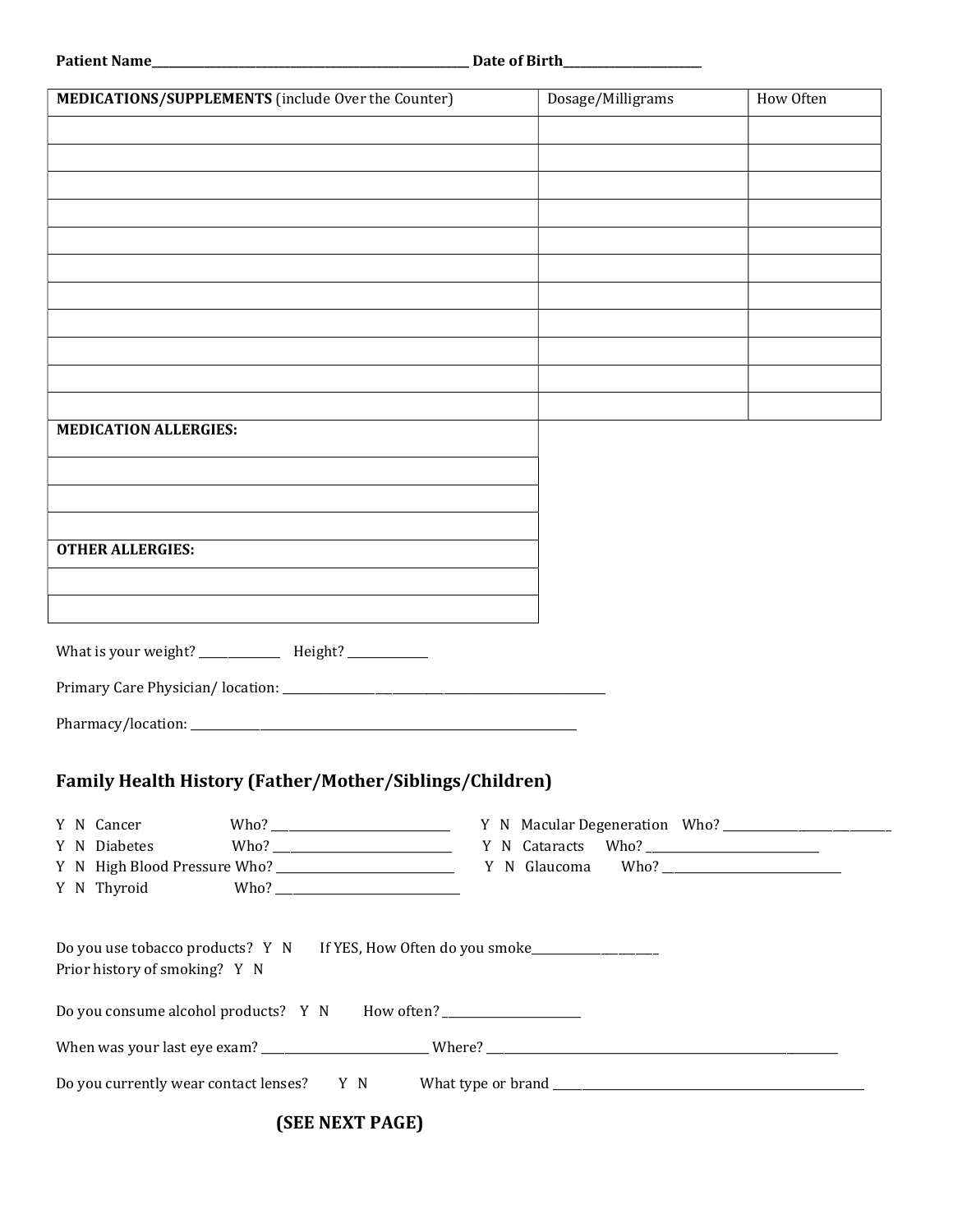**Patient Name**\_\_\_\_\_\_\_\_\_\_\_\_\_\_\_\_\_\_\_\_\_\_\_\_\_\_\_\_\_\_\_\_\_\_\_\_\_\_\_\_ **Date of Birth**\_\_\_\_\_\_\_\_\_\_\_\_\_\_\_\_\_\_\_\_

| **MEDICATIONS/SUPPLEMENTS** (include Over the Counter) | Dosage/Milligrams | How Often |
|---|---|---|
| | | |
| | | |
| | | |
| | | |
| | | |
| | | |
| | | |
| | | |
| | | |
| | | |
| | | |

| **MEDICATION ALLERGIES:** |
|---|
| |
| |
| |
| **OTHER ALLERGIES:** |
| |
| |

What is your weight? \_\_\_\_\_\_\_\_\_\_\_\_ Height? \_\_\_\_\_\_\_\_\_\_\_\_

Primary Care Physician/ location: \_\_\_\_\_\_\_\_\_\_\_\_\_\_\_\_\_\_\_\_\_\_\_\_\_\_\_\_\_\_\_\_\_\_\_\_\_\_\_\_

Pharmacy/location: \_\_\_\_\_\_\_\_\_\_\_\_\_\_\_\_\_\_\_\_\_\_\_\_\_\_\_\_\_\_\_\_\_\_\_\_\_\_\_\_\_\_\_\_\_\_

## Family Health History (Father/Mother/Siblings/Children)

Y N Cancer Who? \_\_\_\_\_\_\_\_\_\_\_\_\_\_\_\_\_\_\_\_\_\_\_\_

Y N Diabetes Who? \_\_\_\_\_\_\_\_\_\_\_\_\_\_\_\_\_\_\_\_\_\_\_\_

Y N High Blood Pressure Who? \_\_\_\_\_\_\_\_\_\_\_\_\_\_\_\_\_\_\_\_\_\_\_\_

Y N Thyroid Who? \_\_\_\_\_\_\_\_\_\_\_\_\_\_\_\_\_\_\_\_\_\_\_\_

Y N Macular Degeneration Who? \_\_\_\_\_\_\_\_\_\_\_\_\_\_\_\_\_\_\_\_\_\_\_\_

Y N Cataracts Who? \_\_\_\_\_\_\_\_\_\_\_\_\_\_\_\_\_\_\_\_\_\_\_\_

Y N Glaucoma Who? \_\_\_\_\_\_\_\_\_\_\_\_\_\_\_\_\_\_\_\_\_\_\_\_

Do you use tobacco products? Y N If YES, How Often do you smoke\_\_\_\_\_\_\_\_\_\_\_\_\_\_\_\_\_\_
Prior history of smoking? Y N

Do you consume alcohol products? Y N How often? \_\_\_\_\_\_\_\_\_\_\_\_\_\_\_\_\_\_

When was your last eye exam? \_\_\_\_\_\_\_\_\_\_\_\_\_\_\_\_\_\_\_\_\_\_ Where? \_\_\_\_\_\_\_\_\_\_\_\_\_\_\_\_\_\_\_\_\_\_\_\_\_\_\_\_\_\_\_\_\_\_\_\_\_\_\_\_\_\_

Do you currently wear contact lenses? Y N What type or brand \_\_\_\_\_\_\_\_\_\_\_\_\_\_\_\_\_\_\_\_\_\_\_\_\_\_\_\_\_\_\_\_\_\_\_\_\_\_\_\_

**(SEE NEXT PAGE)**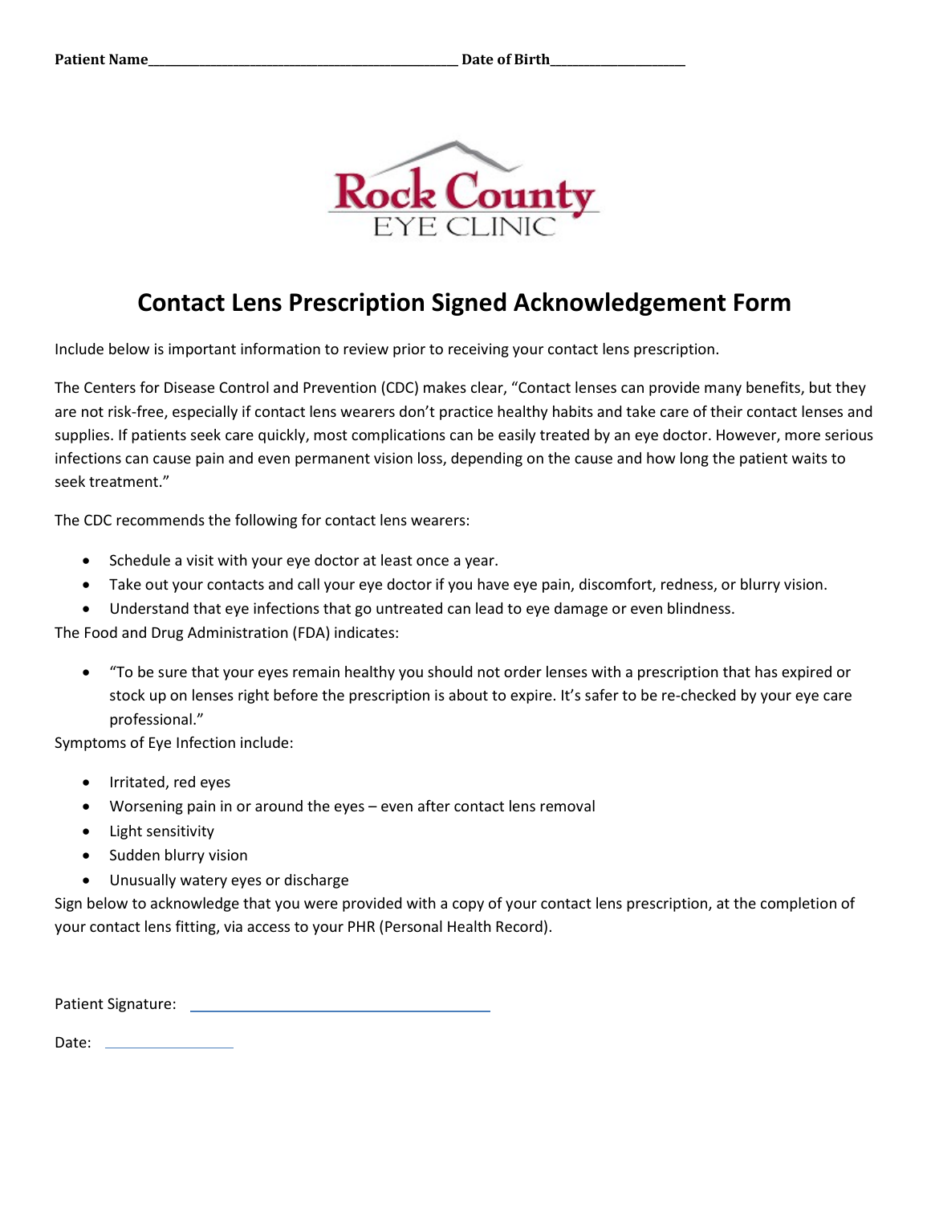Patient Name_______________________________________________ Date of Birth____________________

Rock County EYE CLINIC

# Contact Lens Prescription Signed Acknowledgement Form

Include below is important information to review prior to receiving your contact lens prescription.

The Centers for Disease Control and Prevention (CDC) makes clear, "Contact lenses can provide many benefits, but they are not risk-free, especially if contact lens wearers don't practice healthy habits and take care of their contact lenses and supplies. If patients seek care quickly, most complications can be easily treated by an eye doctor. However, more serious infections can cause pain and even permanent vision loss, depending on the cause and how long the patient waits to seek treatment."

The CDC recommends the following for contact lens wearers:

- Schedule a visit with your eye doctor at least once a year.
- Take out your contacts and call your eye doctor if you have eye pain, discomfort, redness, or blurry vision.
- Understand that eye infections that go untreated can lead to eye damage or even blindness.

The Food and Drug Administration (FDA) indicates:

- "To be sure that your eyes remain healthy you should not order lenses with a prescription that has expired or stock up on lenses right before the prescription is about to expire. It's safer to be re-checked by your eye care professional."

Symptoms of Eye Infection include:

- Irritated, red eyes
- Worsening pain in or around the eyes – even after contact lens removal
- Light sensitivity
- Sudden blurry vision
- Unusually watery eyes or discharge

Sign below to acknowledge that you were provided with a copy of your contact lens prescription, at the completion of your contact lens fitting, via access to your PHR (Personal Health Record).

Patient Signature: ______________________________

Date: ______________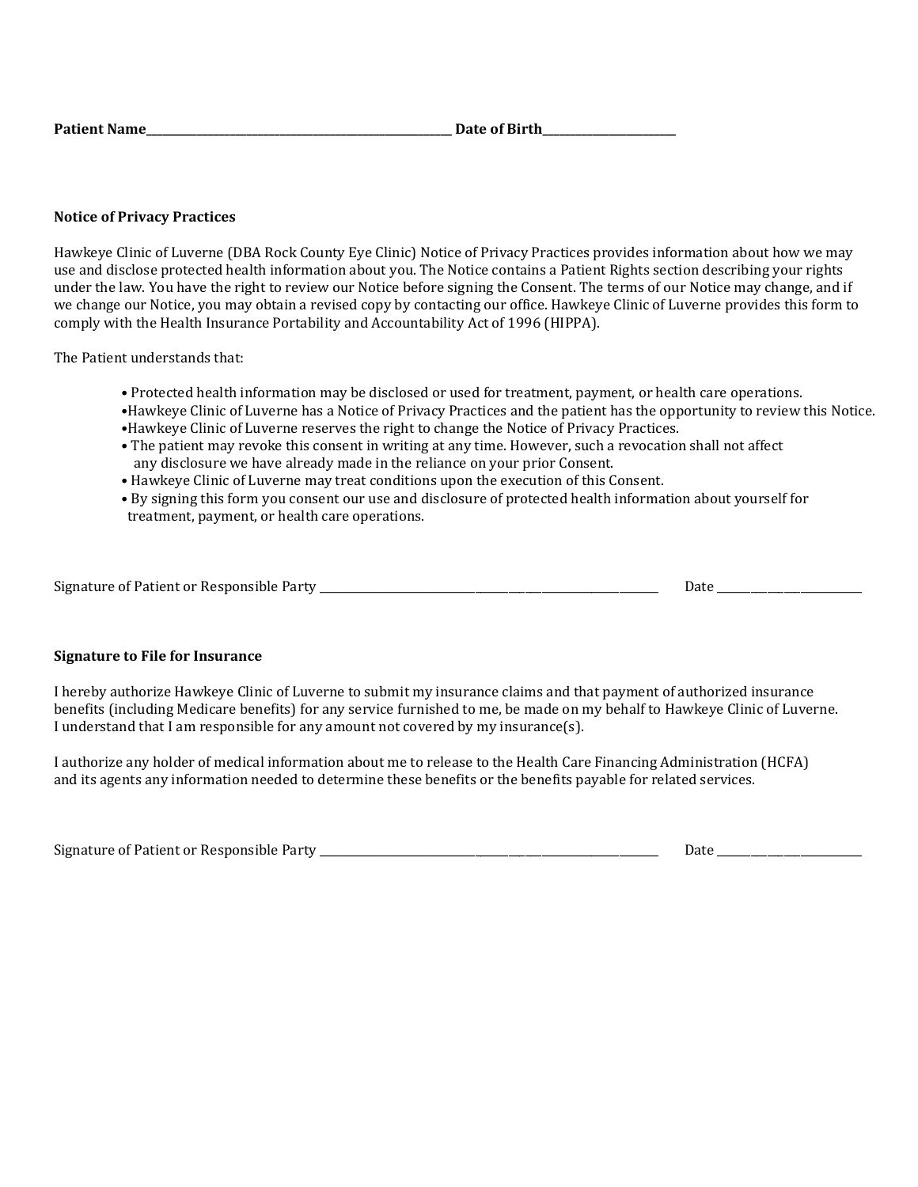**Patient Name**_______________________________________________ **Date of Birth**____________________

**Notice of Privacy Practices**

Hawkeye Clinic of Luverne (DBA Rock County Eye Clinic) Notice of Privacy Practices provides information about how we may use and disclose protected health information about you. The Notice contains a Patient Rights section describing your rights under the law. You have the right to review our Notice before signing the Consent. The terms of our Notice may change, and if we change our Notice, you may obtain a revised copy by contacting our office. Hawkeye Clinic of Luverne provides this form to comply with the Health Insurance Portability and Accountability Act of 1996 (HIPPA).

The Patient understands that:

- Protected health information may be disclosed or used for treatment, payment, or health care operations.
- Hawkeye Clinic of Luverne has a Notice of Privacy Practices and the patient has the opportunity to review this Notice.
- Hawkeye Clinic of Luverne reserves the right to change the Notice of Privacy Practices.
- The patient may revoke this consent in writing at any time. However, such a revocation shall not affect any disclosure we have already made in the reliance on your prior Consent.
- Hawkeye Clinic of Luverne may treat conditions upon the execution of this Consent.
- By signing this form you consent our use and disclosure of protected health information about yourself for treatment, payment, or health care operations.

Signature of Patient or Responsible Party ______________________________________________ Date ____________________

**Signature to File for Insurance**

I hereby authorize Hawkeye Clinic of Luverne to submit my insurance claims and that payment of authorized insurance benefits (including Medicare benefits) for any service furnished to me, be made on my behalf to Hawkeye Clinic of Luverne. I understand that I am responsible for any amount not covered by my insurance(s).

I authorize any holder of medical information about me to release to the Health Care Financing Administration (HCFA) and its agents any information needed to determine these benefits or the benefits payable for related services.

Signature of Patient or Responsible Party ______________________________________________ Date ____________________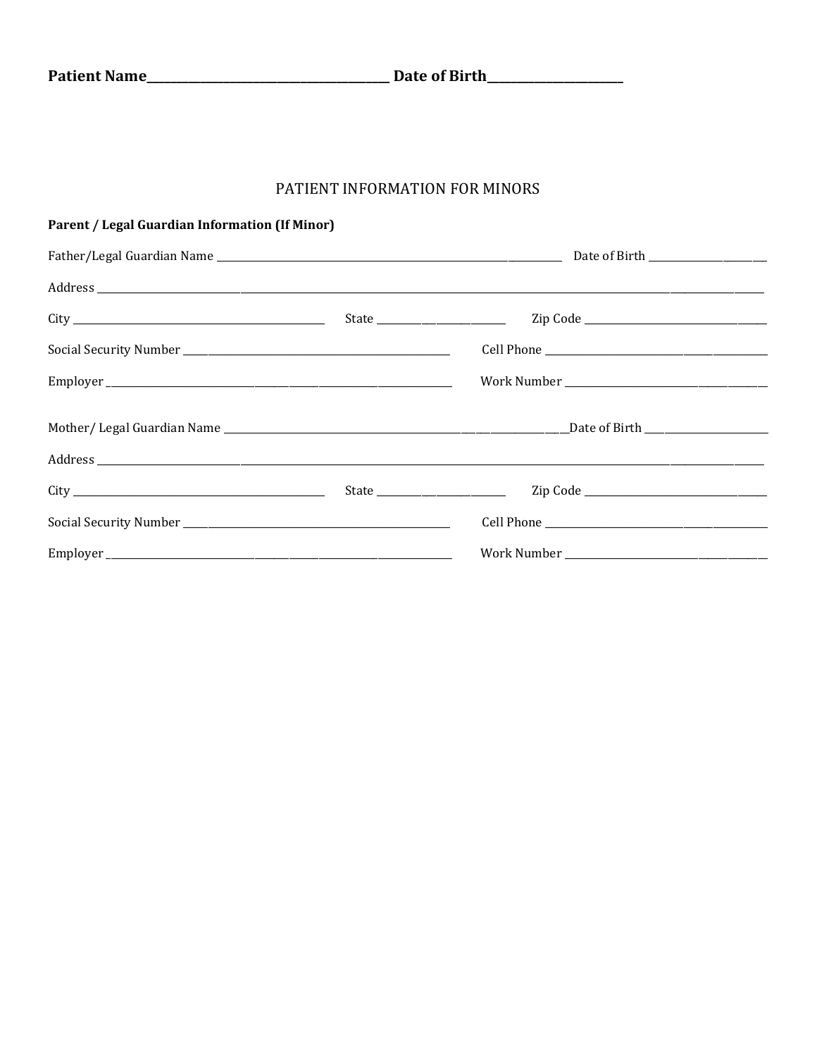**Patient Name\_\_\_\_\_\_\_\_\_\_\_\_\_\_\_\_\_\_\_\_\_\_\_\_\_\_\_\_\_\_\_\_\_\_\_\_\_\_ Date of Birth\_\_\_\_\_\_\_\_\_\_\_\_\_\_\_\_\_\_\_\_\_\_\_\_**

## PATIENT INFORMATION FOR MINORS

**Parent / Legal Guardian Information (If Minor)**

Father/Legal Guardian Name \_\_\_\_\_\_\_\_\_\_\_\_\_\_\_\_\_\_\_\_\_\_\_\_\_\_\_\_\_\_\_\_\_\_\_\_\_\_\_\_\_\_\_\_\_\_\_\_ Date of Birth \_\_\_\_\_\_\_\_\_\_\_\_\_\_\_\_\_\_\_\_\_\_\_\_

Address \_\_\_\_\_\_\_\_\_\_\_\_\_\_\_\_\_\_\_\_\_\_\_\_\_\_\_\_\_\_\_\_\_\_\_\_\_\_\_\_\_\_\_\_\_\_\_\_\_\_\_\_\_\_\_\_\_\_\_\_\_\_\_\_\_\_\_\_\_\_\_\_\_\_\_\_\_\_\_\_\_\_\_\_\_\_\_\_\_\_\_\_\_\_\_\_

City \_\_\_\_\_\_\_\_\_\_\_\_\_\_\_\_\_\_\_\_\_\_\_\_\_\_\_\_\_\_\_\_\_\_\_\_\_\_\_\_ State \_\_\_\_\_\_\_\_\_\_\_\_\_\_\_\_\_\_\_\_\_\_ Zip Code \_\_\_\_\_\_\_\_\_\_\_\_\_\_\_\_\_\_\_\_\_\_\_\_\_\_\_\_\_\_\_\_\_\_\_

Social Security Number \_\_\_\_\_\_\_\_\_\_\_\_\_\_\_\_\_\_\_\_\_\_\_\_\_\_\_\_\_\_\_\_\_\_\_\_\_\_\_\_\_\_\_\_ Cell Phone \_\_\_\_\_\_\_\_\_\_\_\_\_\_\_\_\_\_\_\_\_\_\_\_\_\_\_\_\_\_\_\_\_\_\_\_\_\_\_\_

Employer \_\_\_\_\_\_\_\_\_\_\_\_\_\_\_\_\_\_\_\_\_\_\_\_\_\_\_\_\_\_\_\_\_\_\_\_\_\_\_\_\_\_\_\_\_\_\_\_\_\_\_\_\_\_\_\_\_\_\_\_\_\_\_\_ Work Number \_\_\_\_\_\_\_\_\_\_\_\_\_\_\_\_\_\_\_\_\_\_\_\_\_\_\_\_\_\_\_\_\_\_\_\_\_\_\_\_

Mother/ Legal Guardian Name \_\_\_\_\_\_\_\_\_\_\_\_\_\_\_\_\_\_\_\_\_\_\_\_\_\_\_\_\_\_\_\_\_\_\_\_\_\_\_\_\_\_\_\_\_\_\_\_\_\_Date of Birth \_\_\_\_\_\_\_\_\_\_\_\_\_\_\_\_\_\_\_\_\_\_\_\_

Address \_\_\_\_\_\_\_\_\_\_\_\_\_\_\_\_\_\_\_\_\_\_\_\_\_\_\_\_\_\_\_\_\_\_\_\_\_\_\_\_\_\_\_\_\_\_\_\_\_\_\_\_\_\_\_\_\_\_\_\_\_\_\_\_\_\_\_\_\_\_\_\_\_\_\_\_\_\_\_\_\_\_\_\_\_\_\_\_\_\_\_\_\_\_\_\_

City \_\_\_\_\_\_\_\_\_\_\_\_\_\_\_\_\_\_\_\_\_\_\_\_\_\_\_\_\_\_\_\_\_\_\_\_\_\_\_\_ State \_\_\_\_\_\_\_\_\_\_\_\_\_\_\_\_\_\_\_\_\_\_ Zip Code \_\_\_\_\_\_\_\_\_\_\_\_\_\_\_\_\_\_\_\_\_\_\_\_\_\_\_\_\_\_\_\_\_\_\_

Social Security Number \_\_\_\_\_\_\_\_\_\_\_\_\_\_\_\_\_\_\_\_\_\_\_\_\_\_\_\_\_\_\_\_\_\_\_\_\_\_\_\_\_\_\_\_ Cell Phone \_\_\_\_\_\_\_\_\_\_\_\_\_\_\_\_\_\_\_\_\_\_\_\_\_\_\_\_\_\_\_\_\_\_\_\_\_\_\_\_

Employer \_\_\_\_\_\_\_\_\_\_\_\_\_\_\_\_\_\_\_\_\_\_\_\_\_\_\_\_\_\_\_\_\_\_\_\_\_\_\_\_\_\_\_\_\_\_\_\_\_\_\_\_\_\_\_\_\_\_\_\_\_\_\_\_ Work Number \_\_\_\_\_\_\_\_\_\_\_\_\_\_\_\_\_\_\_\_\_\_\_\_\_\_\_\_\_\_\_\_\_\_\_\_\_\_\_\_